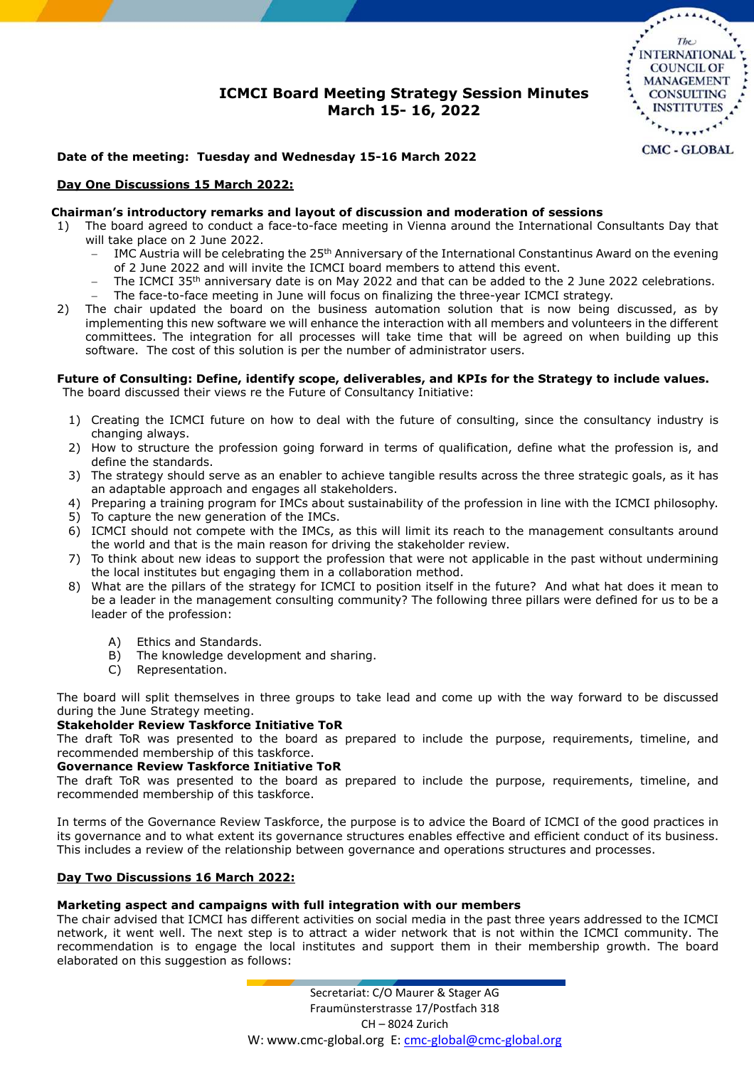# ICMCI Board Meeting Strategy Session Minutes
## March 15- 16, 2022

**Date of the meeting: Tuesday and Wednesday 15-16 March 2022**

**Day One Discussions 15 March 2022:**

**Chairman's introductory remarks and layout of discussion and moderation of sessions**

1) The board agreed to conduct a face-to-face meeting in Vienna around the International Consultants Day that will take place on 2 June 2022.
   - IMC Austria will be celebrating the 25th Anniversary of the International Constantinus Award on the evening of 2 June 2022 and will invite the ICMCI board members to attend this event.
   - The ICMCI 35th anniversary date is on May 2022 and that can be added to the 2 June 2022 celebrations.
   - The face-to-face meeting in June will focus on finalizing the three-year ICMCI strategy.
2) The chair updated the board on the business automation solution that is now being discussed, as by implementing this new software we will enhance the interaction with all members and volunteers in the different committees. The integration for all processes will take time that will be agreed on when building up this software. The cost of this solution is per the number of administrator users.

**Future of Consulting: Define, identify scope, deliverables, and KPIs for the Strategy to include values.**

The board discussed their views re the Future of Consultancy Initiative:

1) Creating the ICMCI future on how to deal with the future of consulting, since the consultancy industry is changing always.
2) How to structure the profession going forward in terms of qualification, define what the profession is, and define the standards.
3) The strategy should serve as an enabler to achieve tangible results across the three strategic goals, as it has an adaptable approach and engages all stakeholders.
4) Preparing a training program for IMCs about sustainability of the profession in line with the ICMCI philosophy.
5) To capture the new generation of the IMCs.
6) ICMCI should not compete with the IMCs, as this will limit its reach to the management consultants around the world and that is the main reason for driving the stakeholder review.
7) To think about new ideas to support the profession that were not applicable in the past without undermining the local institutes but engaging them in a collaboration method.
8) What are the pillars of the strategy for ICMCI to position itself in the future? And what hat does it mean to be a leader in the management consulting community? The following three pillars were defined for us to be a leader of the profession:

   A) Ethics and Standards.
   B) The knowledge development and sharing.
   C) Representation.

The board will split themselves in three groups to take lead and come up with the way forward to be discussed during the June Strategy meeting.

**Stakeholder Review Taskforce Initiative ToR**

The draft ToR was presented to the board as prepared to include the purpose, requirements, timeline, and recommended membership of this taskforce.

**Governance Review Taskforce Initiative ToR**

The draft ToR was presented to the board as prepared to include the purpose, requirements, timeline, and recommended membership of this taskforce.

In terms of the Governance Review Taskforce, the purpose is to advice the Board of ICMCI of the good practices in its governance and to what extent its governance structures enables effective and efficient conduct of its business. This includes a review of the relationship between governance and operations structures and processes.

**Day Two Discussions 16 March 2022:**

**Marketing aspect and campaigns with full integration with our members**

The chair advised that ICMCI has different activities on social media in the past three years addressed to the ICMCI network, it went well. The next step is to attract a wider network that is not within the ICMCI community. The recommendation is to engage the local institutes and support them in their membership growth. The board elaborated on this suggestion as follows: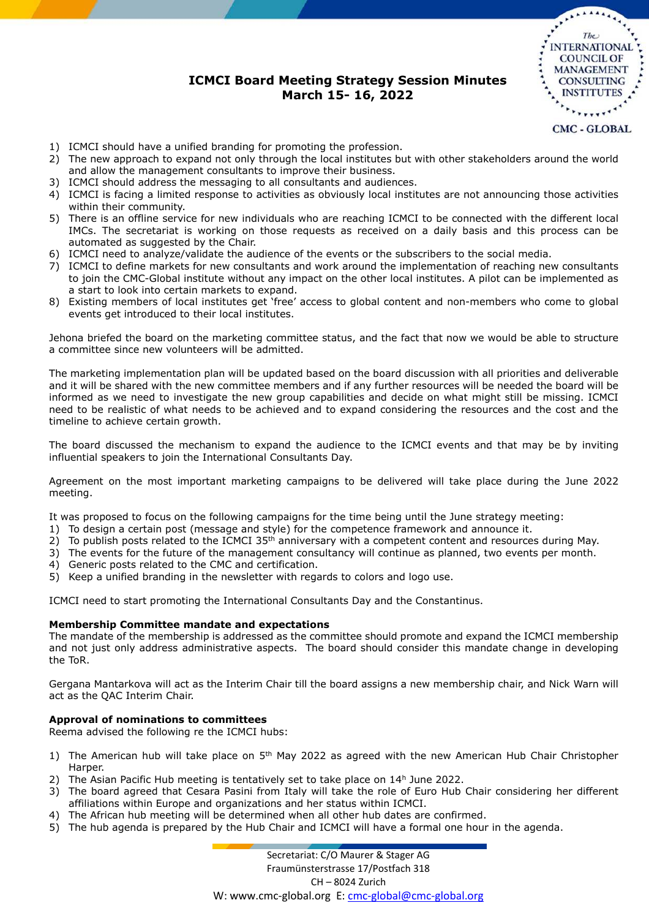# ICMCI Board Meeting Strategy Session Minutes
## March 15- 16, 2022

1) ICMCI should have a unified branding for promoting the profession.
2) The new approach to expand not only through the local institutes but with other stakeholders around the world and allow the management consultants to improve their business.
3) ICMCI should address the messaging to all consultants and audiences.
4) ICMCI is facing a limited response to activities as obviously local institutes are not announcing those activities within their community.
5) There is an offline service for new individuals who are reaching ICMCI to be connected with the different local IMCs. The secretariat is working on those requests as received on a daily basis and this process can be automated as suggested by the Chair.
6) ICMCI need to analyze/validate the audience of the events or the subscribers to the social media.
7) ICMCI to define markets for new consultants and work around the implementation of reaching new consultants to join the CMC-Global institute without any impact on the other local institutes. A pilot can be implemented as a start to look into certain markets to expand.
8) Existing members of local institutes get 'free' access to global content and non-members who come to global events get introduced to their local institutes.

Jehona briefed the board on the marketing committee status, and the fact that now we would be able to structure a committee since new volunteers will be admitted.

The marketing implementation plan will be updated based on the board discussion with all priorities and deliverable and it will be shared with the new committee members and if any further resources will be needed the board will be informed as we need to investigate the new group capabilities and decide on what might still be missing. ICMCI need to be realistic of what needs to be achieved and to expand considering the resources and the cost and the timeline to achieve certain growth.

The board discussed the mechanism to expand the audience to the ICMCI events and that may be by inviting influential speakers to join the International Consultants Day.

Agreement on the most important marketing campaigns to be delivered will take place during the June 2022 meeting.

It was proposed to focus on the following campaigns for the time being until the June strategy meeting:

1) To design a certain post (message and style) for the competence framework and announce it.
2) To publish posts related to the ICMCI 35th anniversary with a competent content and resources during May.
3) The events for the future of the management consultancy will continue as planned, two events per month.
4) Generic posts related to the CMC and certification.
5) Keep a unified branding in the newsletter with regards to colors and logo use.

ICMCI need to start promoting the International Consultants Day and the Constantinus.

**Membership Committee mandate and expectations**

The mandate of the membership is addressed as the committee should promote and expand the ICMCI membership and not just only address administrative aspects. The board should consider this mandate change in developing the ToR.

Gergana Mantarkova will act as the Interim Chair till the board assigns a new membership chair, and Nick Warn will act as the QAC Interim Chair.

**Approval of nominations to committees**

Reema advised the following re the ICMCI hubs:

1) The American hub will take place on 5th May 2022 as agreed with the new American Hub Chair Christopher Harper.
2) The Asian Pacific Hub meeting is tentatively set to take place on 14h June 2022.
3) The board agreed that Cesara Pasini from Italy will take the role of Euro Hub Chair considering her different affiliations within Europe and organizations and her status within ICMCI.
4) The African hub meeting will be determined when all other hub dates are confirmed.
5) The hub agenda is prepared by the Hub Chair and ICMCI will have a formal one hour in the agenda.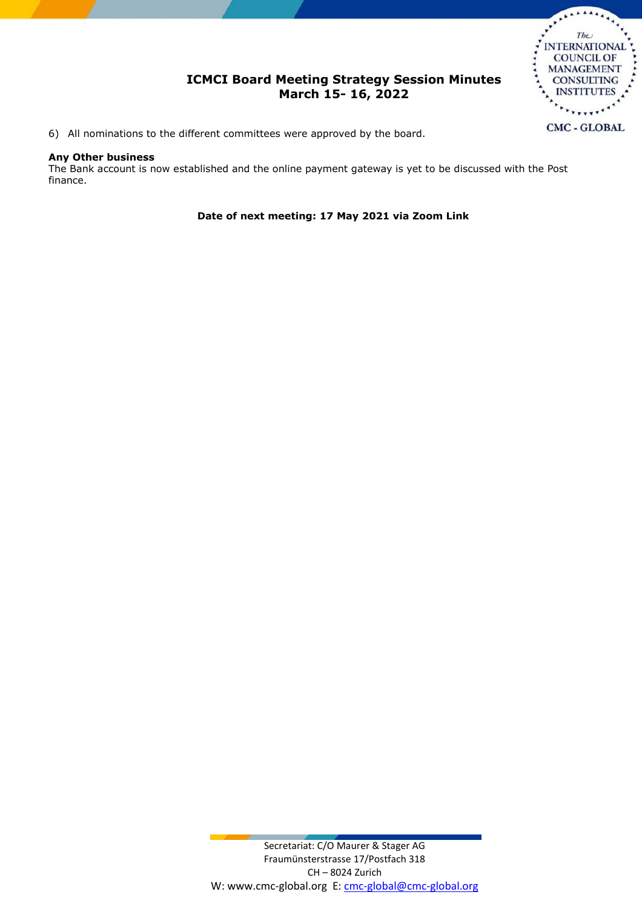6) All nominations to the different committees were approved by the board.

**Any Other business**

The Bank account is now established and the online payment gateway is yet to be discussed with the Post finance.

**Date of next meeting: 17 May 2021 via Zoom Link**